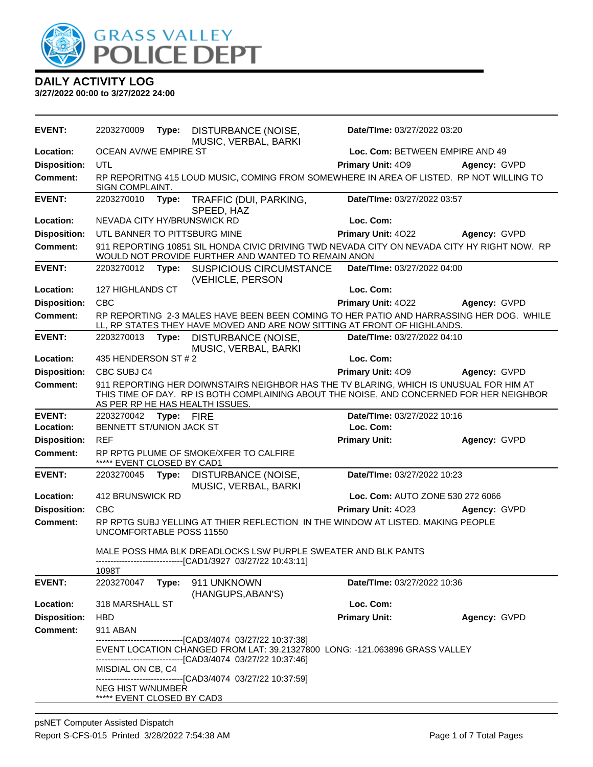# DAILY ACTIVITY LOG

**3/27/2022 00:00 to 3/27/2022 24:00**

| | | | |
|---|---|---|---|
| **EVENT:** | 2203270009 **Type:** DISTURBANCE (NOISE, MUSIC, VERBAL, BARKI | **Date/TIme:** 03/27/2022 03:20 | |
| **Location:** | OCEAN AV/WE EMPIRE ST | **Loc. Com:** BETWEEN EMPIRE AND 49 | |
| **Disposition:** | UTL | **Primary Unit:** 4O9 | **Agency:** GVPD |
| **Comment:** | RP REPORITNG 415 LOUD MUSIC, COMING FROM SOMEWHERE IN AREA OF LISTED. RP NOT WILLING TO SIGN COMPLAINT. | | |

| | | | |
|---|---|---|---|
| **EVENT:** | 2203270010 **Type:** TRAFFIC (DUI, PARKING, SPEED, HAZ | **Date/TIme:** 03/27/2022 03:57 | |
| **Location:** | NEVADA CITY HY/BRUNSWICK RD | **Loc. Com:** | |
| **Disposition:** | UTL BANNER TO PITTSBURG MINE | **Primary Unit:** 4O22 | **Agency:** GVPD |
| **Comment:** | 911 REPORTING 10851 SIL HONDA CIVIC DRIVING TWD NEVADA CITY ON NEVADA CITY HY RIGHT NOW. RP WOULD NOT PROVIDE FURTHER AND WANTED TO REMAIN ANON | | |

| | | | |
|---|---|---|---|
| **EVENT:** | 2203270012 **Type:** SUSPICIOUS CIRCUMSTANCE (VEHICLE, PERSON | **Date/TIme:** 03/27/2022 04:00 | |
| **Location:** | 127 HIGHLANDS CT | **Loc. Com:** | |
| **Disposition:** | CBC | **Primary Unit:** 4O22 | **Agency:** GVPD |
| **Comment:** | RP REPORTING 2-3 MALES HAVE BEEN BEEN COMING TO HER PATIO AND HARRASSING HER DOG. WHILE LL, RP STATES THEY HAVE MOVED AND ARE NOW SITTING AT FRONT OF HIGHLANDS. | | |

| | | | |
|---|---|---|---|
| **EVENT:** | 2203270013 **Type:** DISTURBANCE (NOISE, MUSIC, VERBAL, BARKI | **Date/TIme:** 03/27/2022 04:10 | |
| **Location:** | 435 HENDERSON ST # 2 | **Loc. Com:** | |
| **Disposition:** | CBC SUBJ C4 | **Primary Unit:** 4O9 | **Agency:** GVPD |
| **Comment:** | 911 REPORTING HER DOIWNSTAIRS NEIGHBOR HAS THE TV BLARING, WHICH IS UNUSUAL FOR HIM AT THIS TIME OF DAY. RP IS BOTH COMPLAINING ABOUT THE NOISE, AND CONCERNED FOR HER NEIGHBOR AS PER RP HE HAS HEALTH ISSUES. | | |

| | | | |
|---|---|---|---|
| **EVENT:** | 2203270042 **Type:** FIRE | **Date/TIme:** 03/27/2022 10:16 | |
| **Location:** | BENNETT ST/UNION JACK ST | **Loc. Com:** | |
| **Disposition:** | REF | **Primary Unit:** | **Agency:** GVPD |
| **Comment:** | RP RPTG PLUME OF SMOKE/XFER TO CALFIRE<br>***** EVENT CLOSED BY CAD1 | | |

| | | | |
|---|---|---|---|
| **EVENT:** | 2203270045 **Type:** DISTURBANCE (NOISE, MUSIC, VERBAL, BARKI | **Date/TIme:** 03/27/2022 10:23 | |
| **Location:** | 412 BRUNSWICK RD | **Loc. Com:** AUTO ZONE 530 272 6066 | |
| **Disposition:** | CBC | **Primary Unit:** 4O23 | **Agency:** GVPD |
| **Comment:** | RP RPTG SUBJ YELLING AT THIER REFLECTION IN THE WINDOW AT LISTED. MAKING PEOPLE UNCOMFORTABLE POSS 11550<br><br>MALE POSS HMA BLK DREADLOCKS LSW PURPLE SWEATER AND BLK PANTS<br>------------------------------[CAD1/3927 03/27/22 10:43:11]<br>1098T | | |

| | | | |
|---|---|---|---|
| **EVENT:** | 2203270047 **Type:** 911 UNKNOWN (HANGUPS,ABAN'S) | **Date/TIme:** 03/27/2022 10:36 | |
| **Location:** | 318 MARSHALL ST | **Loc. Com:** | |
| **Disposition:** | HBD | **Primary Unit:** | **Agency:** GVPD |
| **Comment:** | 911 ABAN<br>------------------------------[CAD3/4074 03/27/22 10:37:38]<br>EVENT LOCATION CHANGED FROM LAT: 39.21327800 LONG: -121.063896 GRASS VALLEY<br>------------------------------[CAD3/4074 03/27/22 10:37:46]<br>MISDIAL ON CB, C4<br>------------------------------[CAD3/4074 03/27/22 10:37:59]<br>NEG HIST W/NUMBER<br>***** EVENT CLOSED BY CAD3 | | |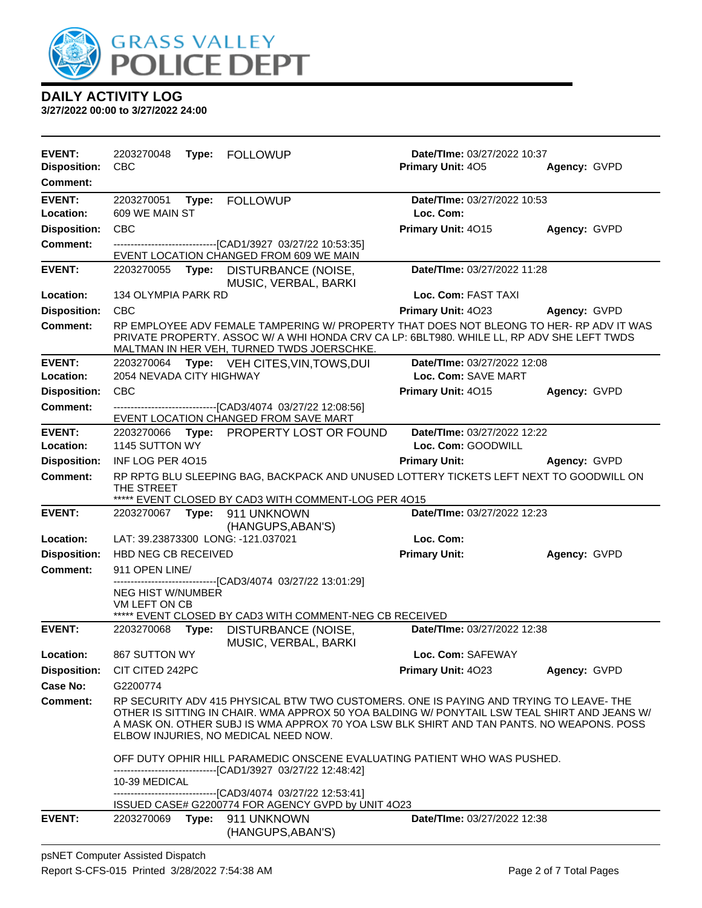# DAILY ACTIVITY LOG

**3/27/2022 00:00 to 3/27/2022 24:00**

| | | | |
|---|---|---|---|
| **EVENT:** | 2203270048 **Type:** FOLLOWUP | **Date/TIme:** 03/27/2022 10:37 | |
| **Disposition:** | CBC | **Primary Unit:** 4O5 | **Agency:** GVPD |
| **Comment:** | | | |

| | | | |
|---|---|---|---|
| **EVENT:** | 2203270051 **Type:** FOLLOWUP | **Date/TIme:** 03/27/2022 10:53 | |
| **Location:** | 609 WE MAIN ST | **Loc. Com:** | |
| **Disposition:** | CBC | **Primary Unit:** 4O15 | **Agency:** GVPD |
| **Comment:** | ------------------------------[CAD1/3927 03/27/22 10:53:35] EVENT LOCATION CHANGED FROM 609 WE MAIN | | |

| | | | |
|---|---|---|---|
| **EVENT:** | 2203270055 **Type:** DISTURBANCE (NOISE, MUSIC, VERBAL, BARKI | **Date/TIme:** 03/27/2022 11:28 | |
| **Location:** | 134 OLYMPIA PARK RD | **Loc. Com:** FAST TAXI | |
| **Disposition:** | CBC | **Primary Unit:** 4O23 | **Agency:** GVPD |
| **Comment:** | RP EMPLOYEE ADV FEMALE TAMPERING W/ PROPERTY THAT DOES NOT BLEONG TO HER- RP ADV IT WAS PRIVATE PROPERTY. ASSOC W/ A WHI HONDA CRV CA LP: 6BLT980. WHILE LL, RP ADV SHE LEFT TWDS MALTMAN IN HER VEH, TURNED TWDS JOERSCHKE. | | |

| | | | |
|---|---|---|---|
| **EVENT:** | 2203270064 **Type:** VEH CITES,VIN,TOWS,DUI | **Date/TIme:** 03/27/2022 12:08 | |
| **Location:** | 2054 NEVADA CITY HIGHWAY | **Loc. Com:** SAVE MART | |
| **Disposition:** | CBC | **Primary Unit:** 4O15 | **Agency:** GVPD |
| **Comment:** | ------------------------------[CAD3/4074 03/27/22 12:08:56] EVENT LOCATION CHANGED FROM SAVE MART | | |

| | | | |
|---|---|---|---|
| **EVENT:** | 2203270066 **Type:** PROPERTY LOST OR FOUND | **Date/TIme:** 03/27/2022 12:22 | |
| **Location:** | 1145 SUTTON WY | **Loc. Com:** GOODWILL | |
| **Disposition:** | INF LOG PER 4O15 | **Primary Unit:** | **Agency:** GVPD |
| **Comment:** | RP RPTG BLU SLEEPING BAG, BACKPACK AND UNUSED LOTTERY TICKETS LEFT NEXT TO GOODWILL ON THE STREET ***** EVENT CLOSED BY CAD3 WITH COMMENT-LOG PER 4O15 | | |

| | | | |
|---|---|---|---|
| **EVENT:** | 2203270067 **Type:** 911 UNKNOWN (HANGUPS,ABAN'S) | **Date/TIme:** 03/27/2022 12:23 | |
| **Location:** | LAT: 39.23873300 LONG: -121.037021 | **Loc. Com:** | |
| **Disposition:** | HBD NEG CB RECEIVED | **Primary Unit:** | **Agency:** GVPD |
| **Comment:** | 911 OPEN LINE/ ------------------------------[CAD3/4074 03/27/22 13:01:29] NEG HIST W/NUMBER VM LEFT ON CB ***** EVENT CLOSED BY CAD3 WITH COMMENT-NEG CB RECEIVED | | |

| | | | |
|---|---|---|---|
| **EVENT:** | 2203270068 **Type:** DISTURBANCE (NOISE, MUSIC, VERBAL, BARKI | **Date/TIme:** 03/27/2022 12:38 | |
| **Location:** | 867 SUTTON WY | **Loc. Com:** SAFEWAY | |
| **Disposition:** | CIT CITED 242PC | **Primary Unit:** 4O23 | **Agency:** GVPD |
| **Case No:** | G2200774 | | |
| **Comment:** | RP SECURITY ADV 415 PHYSICAL BTW TWO CUSTOMERS. ONE IS PAYING AND TRYING TO LEAVE- THE OTHER IS SITTING IN CHAIR. WMA APPROX 50 YOA BALDING W/ PONYTAIL LSW TEAL SHIRT AND JEANS W/ A MASK ON. OTHER SUBJ IS WMA APPROX 70 YOA LSW BLK SHIRT AND TAN PANTS. NO WEAPONS. POSS ELBOW INJURIES, NO MEDICAL NEED NOW. OFF DUTY OPHIR HILL PARAMEDIC ONSCENE EVALUATING PATIENT WHO WAS PUSHED. ------------------------------[CAD1/3927 03/27/22 12:48:42] 10-39 MEDICAL ------------------------------[CAD3/4074 03/27/22 12:53:41] ISSUED CASE# G2200774 FOR AGENCY GVPD by UNIT 4O23 | | |

| | | | |
|---|---|---|---|
| **EVENT:** | 2203270069 **Type:** 911 UNKNOWN (HANGUPS,ABAN'S) | **Date/TIme:** 03/27/2022 12:38 | |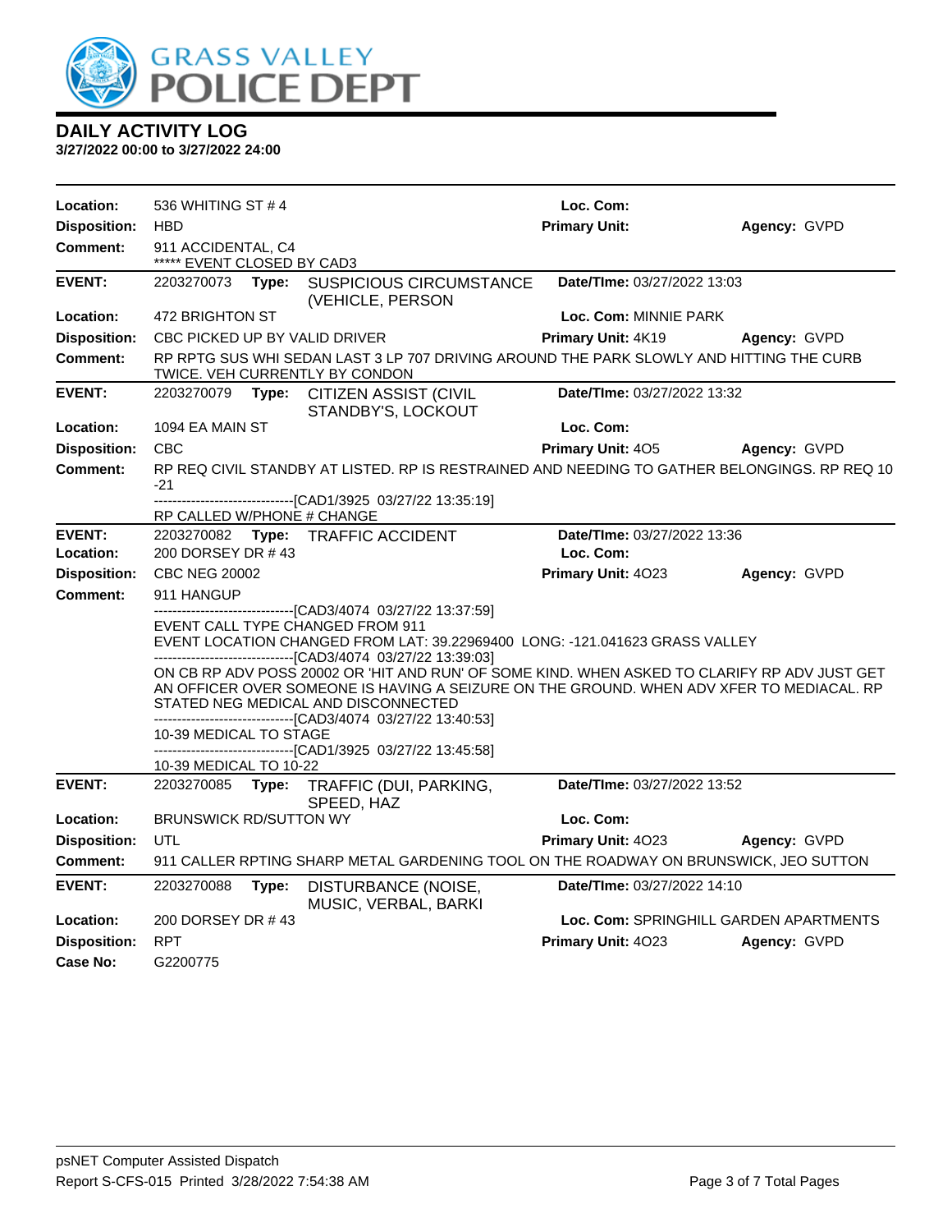GRASS VALLEY POLICE DEPT

# DAILY ACTIVITY LOG

**3/27/2022 00:00 to 3/27/2022 24:00**

| | | | |
|---|---|---|---|
| **Location:** | 536 WHITING ST # 4 | **Loc. Com:** | |
| **Disposition:** | HBD | **Primary Unit:** | **Agency:** GVPD |
| **Comment:** | 911 ACCIDENTAL, C4<br>***** EVENT CLOSED BY CAD3 | | |

| | | | |
|---|---|---|---|
| **EVENT:** | 2203270073 **Type:** SUSPICIOUS CIRCUMSTANCE (VEHICLE, PERSON | **Date/TIme:** 03/27/2022 13:03 | |
| **Location:** | 472 BRIGHTON ST | **Loc. Com:** MINNIE PARK | |
| **Disposition:** | CBC PICKED UP BY VALID DRIVER | **Primary Unit:** 4K19 | **Agency:** GVPD |
| **Comment:** | RP RPTG SUS WHI SEDAN LAST 3 LP 707 DRIVING AROUND THE PARK SLOWLY AND HITTING THE CURB TWICE. VEH CURRENTLY BY CONDON | | |

| | | | |
|---|---|---|---|
| **EVENT:** | 2203270079 **Type:** CITIZEN ASSIST (CIVIL STANDBY'S, LOCKOUT | **Date/TIme:** 03/27/2022 13:32 | |
| **Location:** | 1094 EA MAIN ST | **Loc. Com:** | |
| **Disposition:** | CBC | **Primary Unit:** 4O5 | **Agency:** GVPD |
| **Comment:** | RP REQ CIVIL STANDBY AT LISTED. RP IS RESTRAINED AND NEEDING TO GATHER BELONGINGS. RP REQ 10-21<br>-------------------------------[CAD1/3925 03/27/22 13:35:19]<br>RP CALLED W/PHONE # CHANGE | | |

| | | | |
|---|---|---|---|
| **EVENT:** | 2203270082 **Type:** TRAFFIC ACCIDENT | **Date/TIme:** 03/27/2022 13:36 | |
| **Location:** | 200 DORSEY DR # 43 | **Loc. Com:** | |
| **Disposition:** | CBC NEG 20002 | **Primary Unit:** 4O23 | **Agency:** GVPD |
| **Comment:** | 911 HANGUP<br>-------------------------------[CAD3/4074 03/27/22 13:37:59]<br>EVENT CALL TYPE CHANGED FROM 911<br>EVENT LOCATION CHANGED FROM LAT: 39.22969400 LONG: -121.041623 GRASS VALLEY<br>-------------------------------[CAD3/4074 03/27/22 13:39:03]<br>ON CB RP ADV POSS 20002 OR 'HIT AND RUN' OF SOME KIND. WHEN ASKED TO CLARIFY RP ADV JUST GET AN OFFICER OVER SOMEONE IS HAVING A SEIZURE ON THE GROUND. WHEN ADV XFER TO MEDIACAL. RP STATED NEG MEDICAL AND DISCONNECTED<br>-------------------------------[CAD3/4074 03/27/22 13:40:53]<br>10-39 MEDICAL TO STAGE<br>-------------------------------[CAD1/3925 03/27/22 13:45:58]<br>10-39 MEDICAL TO 10-22 | | |

| | | | |
|---|---|---|---|
| **EVENT:** | 2203270085 **Type:** TRAFFIC (DUI, PARKING, SPEED, HAZ | **Date/TIme:** 03/27/2022 13:52 | |
| **Location:** | BRUNSWICK RD/SUTTON WY | **Loc. Com:** | |
| **Disposition:** | UTL | **Primary Unit:** 4O23 | **Agency:** GVPD |
| **Comment:** | 911 CALLER RPTING SHARP METAL GARDENING TOOL ON THE ROADWAY ON BRUNSWICK, JEO SUTTON | | |

| | | | |
|---|---|---|---|
| **EVENT:** | 2203270088 **Type:** DISTURBANCE (NOISE, MUSIC, VERBAL, BARKI | **Date/TIme:** 03/27/2022 14:10 | |
| **Location:** | 200 DORSEY DR # 43 | **Loc. Com:** SPRINGHILL GARDEN APARTMENTS | |
| **Disposition:** | RPT | **Primary Unit:** 4O23 | **Agency:** GVPD |
| **Case No:** | G2200775 | | |

psNET Computer Assisted Dispatch
Report S-CFS-015 Printed 3/28/2022 7:54:38 AM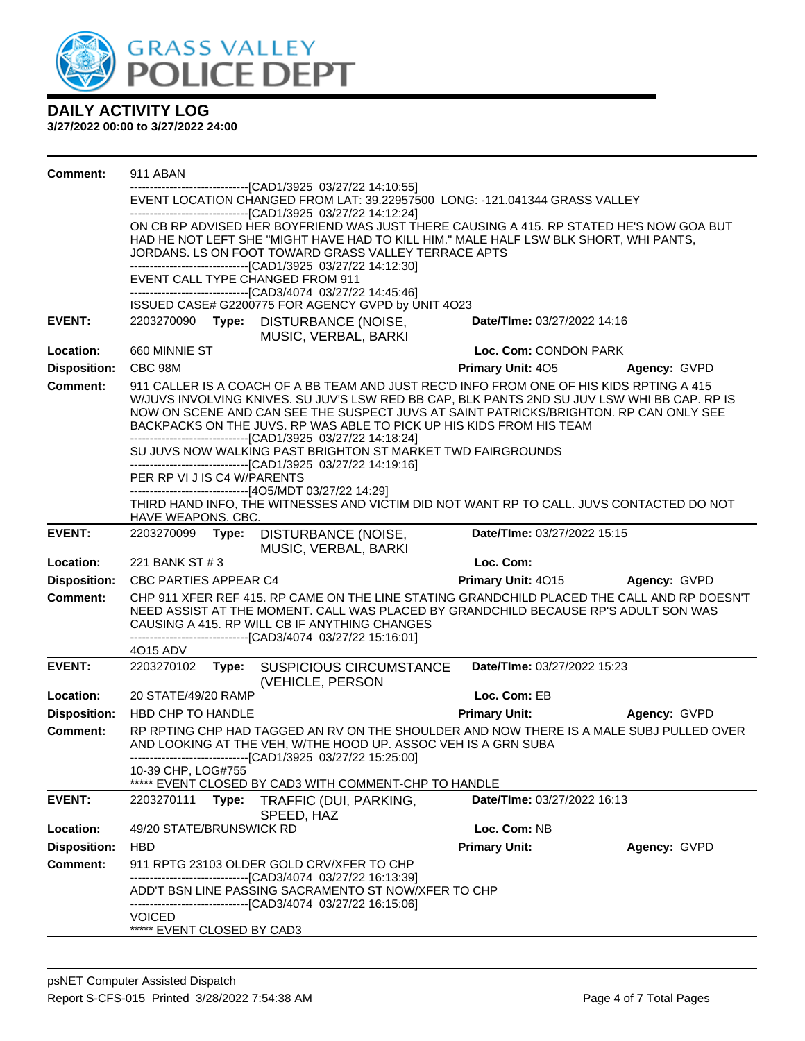# GRASS VALLEY POLICE DEPT

## DAILY ACTIVITY LOG

**3/27/2022 00:00 to 3/27/2022 24:00**

**Comment:** 911 ABAN

------------------------------[CAD1/3925 03/27/22 14:10:55]

EVENT LOCATION CHANGED FROM LAT: 39.22957500 LONG: -121.041344 GRASS VALLEY

------------------------------[CAD1/3925 03/27/22 14:12:24]

ON CB RP ADVISED HER BOYFRIEND WAS JUST THERE CAUSING A 415. RP STATED HE'S NOW GOA BUT HAD HE NOT LEFT SHE "MIGHT HAVE HAD TO KILL HIM." MALE HALF LSW BLK SHORT, WHI PANTS, JORDANS. LS ON FOOT TOWARD GRASS VALLEY TERRACE APTS

------------------------------[CAD1/3925 03/27/22 14:12:30]

EVENT CALL TYPE CHANGED FROM 911

------------------------------[CAD3/4074 03/27/22 14:45:46]

ISSUED CASE# G2200775 FOR AGENCY GVPD by UNIT 4O23

---

**EVENT:** 2203270090 **Type:** DISTURBANCE (NOISE, MUSIC, VERBAL, BARKI **Date/TIme:** 03/27/2022 14:16

**Location:** 660 MINNIE ST **Loc. Com:** CONDON PARK

**Disposition:** CBC 98M **Primary Unit:** 4O5 **Agency:** GVPD

**Comment:** 911 CALLER IS A COACH OF A BB TEAM AND JUST REC'D INFO FROM ONE OF HIS KIDS RPTING A 415 W/JUVS INVOLVING KNIVES. SU JUV'S LSW RED BB CAP, BLK PANTS 2ND SU JUV LSW WHI BB CAP. RP IS NOW ON SCENE AND CAN SEE THE SUSPECT JUVS AT SAINT PATRICKS/BRIGHTON. RP CAN ONLY SEE BACKPACKS ON THE JUVS. RP WAS ABLE TO PICK UP HIS KIDS FROM HIS TEAM

------------------------------[CAD1/3925 03/27/22 14:18:24]

SU JUVS NOW WALKING PAST BRIGHTON ST MARKET TWD FAIRGROUNDS

------------------------------[CAD1/3925 03/27/22 14:19:16]

PER RP VI J IS C4 W/PARENTS

------------------------------[4O5/MDT 03/27/22 14:29]

THIRD HAND INFO, THE WITNESSES AND VICTIM DID NOT WANT RP TO CALL. JUVS CONTACTED DO NOT HAVE WEAPONS. CBC.

---

**EVENT:** 2203270099 **Type:** DISTURBANCE (NOISE, MUSIC, VERBAL, BARKI **Date/TIme:** 03/27/2022 15:15

**Location:** 221 BANK ST # 3 **Loc. Com:**

**Disposition:** CBC PARTIES APPEAR C4 **Primary Unit:** 4O15 **Agency:** GVPD

**Comment:** CHP 911 XFER REF 415. RP CAME ON THE LINE STATING GRANDCHILD PLACED THE CALL AND RP DOESN'T NEED ASSIST AT THE MOMENT. CALL WAS PLACED BY GRANDCHILD BECAUSE RP'S ADULT SON WAS CAUSING A 415. RP WILL CB IF ANYTHING CHANGES

------------------------------[CAD3/4074 03/27/22 15:16:01]

4O15 ADV

---

**EVENT:** 2203270102 **Type:** SUSPICIOUS CIRCUMSTANCE (VEHICLE, PERSON **Date/TIme:** 03/27/2022 15:23

**Location:** 20 STATE/49/20 RAMP **Loc. Com:** EB

**Disposition:** HBD CHP TO HANDLE **Primary Unit:** **Agency:** GVPD

**Comment:** RP RPTING CHP HAD TAGGED AN RV ON THE SHOULDER AND NOW THERE IS A MALE SUBJ PULLED OVER AND LOOKING AT THE VEH, W/THE HOOD UP. ASSOC VEH IS A GRN SUBA

------------------------------[CAD1/3925 03/27/22 15:25:00]

10-39 CHP, LOG#755

***** EVENT CLOSED BY CAD3 WITH COMMENT-CHP TO HANDLE

---

**EVENT:** 2203270111 **Type:** TRAFFIC (DUI, PARKING, SPEED, HAZ **Date/TIme:** 03/27/2022 16:13

**Location:** 49/20 STATE/BRUNSWICK RD **Loc. Com:** NB

**Disposition:** HBD **Primary Unit:** **Agency:** GVPD

**Comment:** 911 RPTG 23103 OLDER GOLD CRV/XFER TO CHP

------------------------------[CAD3/4074 03/27/22 16:13:39]

ADD'T BSN LINE PASSING SACRAMENTO ST NOW/XFER TO CHP

------------------------------[CAD3/4074 03/27/22 16:15:06]

VOICED

***** EVENT CLOSED BY CAD3

---

psNET Computer Assisted Dispatch
Report S-CFS-015 Printed 3/28/2022 7:54:38 AM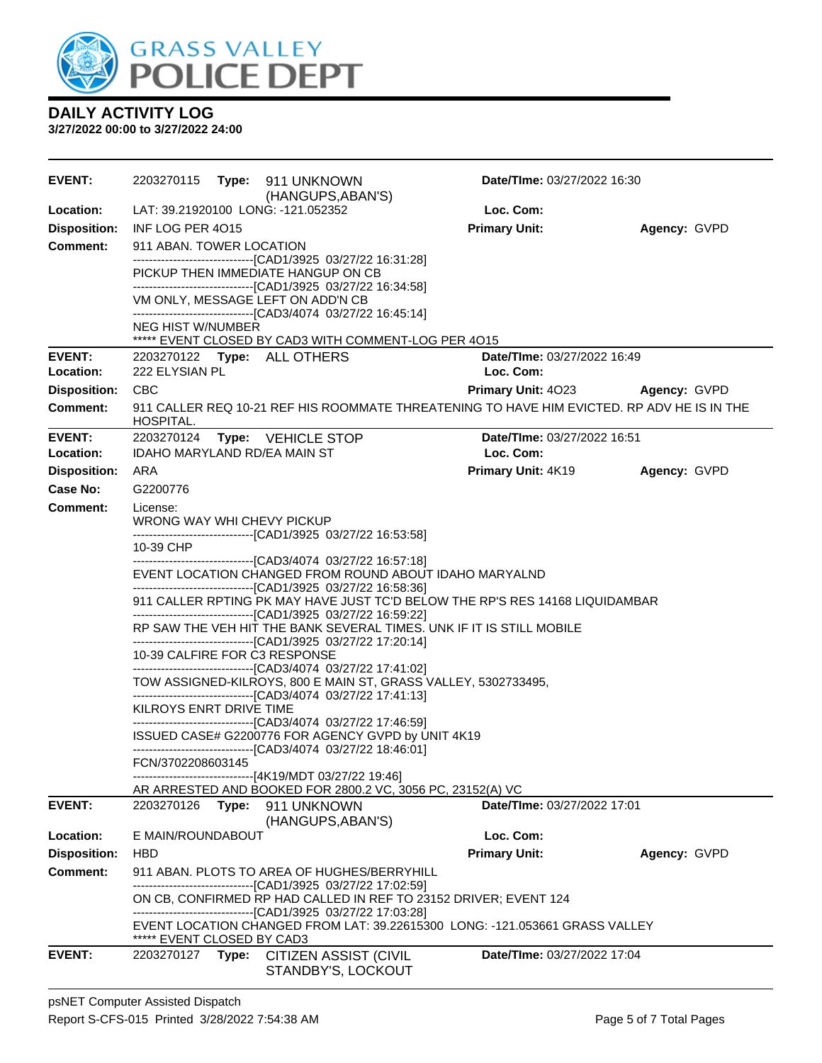# GRASS VALLEY POLICE DEPT

## DAILY ACTIVITY LOG

**3/27/2022 00:00 to 3/27/2022 24:00**

---

**EVENT:** 2203270115 **Type:** 911 UNKNOWN (HANGUPS,ABAN'S) **Date/TIme:** 03/27/2022 16:30

**Location:** LAT: 39.21920100 LONG: -121.052352 **Loc. Com:**

**Disposition:** INF LOG PER 4O15 **Primary Unit:** **Agency:** GVPD

**Comment:** 911 ABAN. TOWER LOCATION

------------------------------[CAD1/3925 03/27/22 16:31:28]

PICKUP THEN IMMEDIATE HANGUP ON CB

------------------------------[CAD1/3925 03/27/22 16:34:58]

VM ONLY, MESSAGE LEFT ON ADD'N CB

------------------------------[CAD3/4074 03/27/22 16:45:14]

NEG HIST W/NUMBER

***** EVENT CLOSED BY CAD3 WITH COMMENT-LOG PER 4O15

---

**EVENT:** 2203270122 **Type:** ALL OTHERS **Date/TIme:** 03/27/2022 16:49

**Location:** 222 ELYSIAN PL **Loc. Com:**

**Disposition:** CBC **Primary Unit:** 4O23 **Agency:** GVPD

**Comment:** 911 CALLER REQ 10-21 REF HIS ROOMMATE THREATENING TO HAVE HIM EVICTED. RP ADV HE IS IN THE HOSPITAL.

---

**EVENT:** 2203270124 **Type:** VEHICLE STOP **Date/TIme:** 03/27/2022 16:51

**Location:** IDAHO MARYLAND RD/EA MAIN ST **Loc. Com:**

**Disposition:** ARA **Primary Unit:** 4K19 **Agency:** GVPD

**Case No:** G2200776

**Comment:** License:

WRONG WAY WHI CHEVY PICKUP

------------------------------[CAD1/3925 03/27/22 16:53:58]

10-39 CHP

------------------------------[CAD3/4074 03/27/22 16:57:18]

EVENT LOCATION CHANGED FROM ROUND ABOUT IDAHO MARYALND

------------------------------[CAD1/3925 03/27/22 16:58:36]

911 CALLER RPTING PK MAY HAVE JUST TC'D BELOW THE RP'S RES 14168 LIQUIDAMBAR

------------------------------[CAD1/3925 03/27/22 16:59:22]

RP SAW THE VEH HIT THE BANK SEVERAL TIMES. UNK IF IT IS STILL MOBILE

------------------------------[CAD1/3925 03/27/22 17:20:14]

10-39 CALFIRE FOR C3 RESPONSE

------------------------------[CAD3/4074 03/27/22 17:41:02]

TOW ASSIGNED-KILROYS, 800 E MAIN ST, GRASS VALLEY, 5302733495,

------------------------------[CAD3/4074 03/27/22 17:41:13]

KILROYS ENRT DRIVE TIME

------------------------------[CAD3/4074 03/27/22 17:46:59]

ISSUED CASE# G2200776 FOR AGENCY GVPD by UNIT 4K19

------------------------------[CAD3/4074 03/27/22 18:46:01]

FCN/3702208603145

------------------------------[4K19/MDT 03/27/22 19:46]

AR ARRESTED AND BOOKED FOR 2800.2 VC, 3056 PC, 23152(A) VC

---

**EVENT:** 2203270126 **Type:** 911 UNKNOWN (HANGUPS,ABAN'S) **Date/TIme:** 03/27/2022 17:01

**Location:** E MAIN/ROUNDABOUT **Loc. Com:**

**Disposition:** HBD **Primary Unit:** **Agency:** GVPD

**Comment:** 911 ABAN. PLOTS TO AREA OF HUGHES/BERRYHILL

------------------------------[CAD1/3925 03/27/22 17:02:59]

ON CB, CONFIRMED RP HAD CALLED IN REF TO 23152 DRIVER; EVENT 124

------------------------------[CAD1/3925 03/27/22 17:03:28]

EVENT LOCATION CHANGED FROM LAT: 39.22615300 LONG: -121.053661 GRASS VALLEY

***** EVENT CLOSED BY CAD3

---

**EVENT:** 2203270127 **Type:** CITIZEN ASSIST (CIVIL STANDBY'S, LOCKOUT **Date/TIme:** 03/27/2022 17:04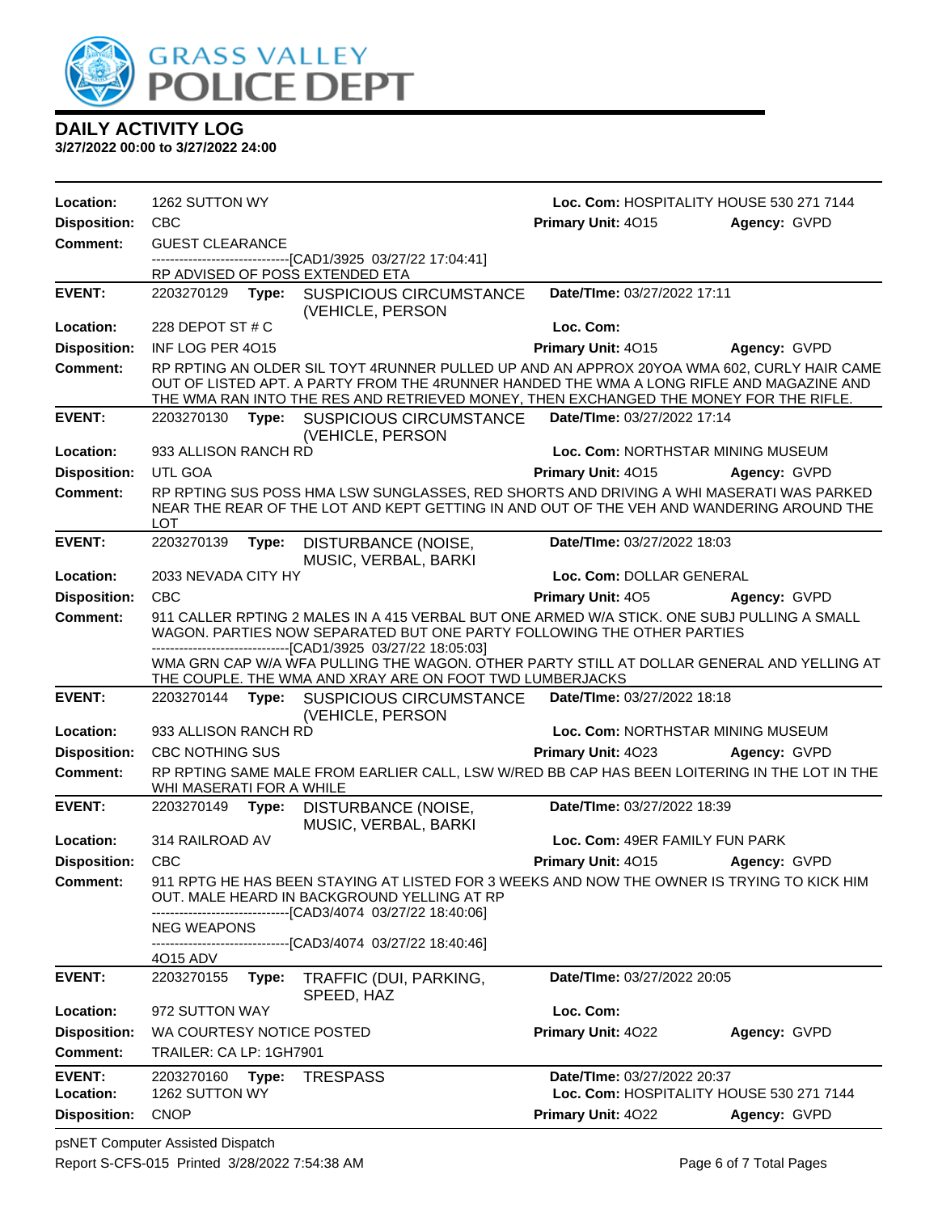**DAILY ACTIVITY LOG**
**3/27/2022 00:00 to 3/27/2022 24:00**

**Location:** 1262 SUTTON WY | **Loc. Com:** HOSPITALITY HOUSE 530 271 7144
**Disposition:** CBC | **Primary Unit:** 4O15 | **Agency:** GVPD
**Comment:** GUEST CLEARANCE
------------------------------[CAD1/3925 03/27/22 17:04:41]
RP ADVISED OF POSS EXTENDED ETA

---

**EVENT:** 2203270129 **Type:** SUSPICIOUS CIRCUMSTANCE (VEHICLE, PERSON | **Date/TIme:** 03/27/2022 17:11
**Location:** 228 DEPOT ST # C | **Loc. Com:**
**Disposition:** INF LOG PER 4O15 | **Primary Unit:** 4O15 | **Agency:** GVPD
**Comment:** RP RPTING AN OLDER SIL TOYT 4RUNNER PULLED UP AND AN APPROX 20YOA WMA 602, CURLY HAIR CAME OUT OF LISTED APT. A PARTY FROM THE 4RUNNER HANDED THE WMA A LONG RIFLE AND MAGAZINE AND THE WMA RAN INTO THE RES AND RETRIEVED MONEY, THEN EXCHANGED THE MONEY FOR THE RIFLE.

---

**EVENT:** 2203270130 **Type:** SUSPICIOUS CIRCUMSTANCE (VEHICLE, PERSON | **Date/TIme:** 03/27/2022 17:14
**Location:** 933 ALLISON RANCH RD | **Loc. Com:** NORTHSTAR MINING MUSEUM
**Disposition:** UTL GOA | **Primary Unit:** 4O15 | **Agency:** GVPD
**Comment:** RP RPTING SUS POSS HMA LSW SUNGLASSES, RED SHORTS AND DRIVING A WHI MASERATI WAS PARKED NEAR THE REAR OF THE LOT AND KEPT GETTING IN AND OUT OF THE VEH AND WANDERING AROUND THE LOT

---

**EVENT:** 2203270139 **Type:** DISTURBANCE (NOISE, MUSIC, VERBAL, BARKI | **Date/TIme:** 03/27/2022 18:03
**Location:** 2033 NEVADA CITY HY | **Loc. Com:** DOLLAR GENERAL
**Disposition:** CBC | **Primary Unit:** 4O5 | **Agency:** GVPD
**Comment:** 911 CALLER RPTING 2 MALES IN A 415 VERBAL BUT ONE ARMED W/A STICK. ONE SUBJ PULLING A SMALL WAGON. PARTIES NOW SEPARATED BUT ONE PARTY FOLLOWING THE OTHER PARTIES
------------------------------[CAD1/3925 03/27/22 18:05:03]
WMA GRN CAP W/A WFA PULLING THE WAGON. OTHER PARTY STILL AT DOLLAR GENERAL AND YELLING AT THE COUPLE. THE WMA AND XRAY ARE ON FOOT TWD LUMBERJACKS

---

**EVENT:** 2203270144 **Type:** SUSPICIOUS CIRCUMSTANCE (VEHICLE, PERSON | **Date/TIme:** 03/27/2022 18:18
**Location:** 933 ALLISON RANCH RD | **Loc. Com:** NORTHSTAR MINING MUSEUM
**Disposition:** CBC NOTHING SUS | **Primary Unit:** 4O23 | **Agency:** GVPD
**Comment:** RP RPTING SAME MALE FROM EARLIER CALL, LSW W/RED BB CAP HAS BEEN LOITERING IN THE LOT IN THE WHI MASERATI FOR A WHILE

---

**EVENT:** 2203270149 **Type:** DISTURBANCE (NOISE, MUSIC, VERBAL, BARKI | **Date/TIme:** 03/27/2022 18:39
**Location:** 314 RAILROAD AV | **Loc. Com:** 49ER FAMILY FUN PARK
**Disposition:** CBC | **Primary Unit:** 4O15 | **Agency:** GVPD
**Comment:** 911 RPTG HE HAS BEEN STAYING AT LISTED FOR 3 WEEKS AND NOW THE OWNER IS TRYING TO KICK HIM OUT. MALE HEARD IN BACKGROUND YELLING AT RP
------------------------------[CAD3/4074 03/27/22 18:40:06]
NEG WEAPONS
------------------------------[CAD3/4074 03/27/22 18:40:46]
4O15 ADV

---

**EVENT:** 2203270155 **Type:** TRAFFIC (DUI, PARKING, SPEED, HAZ | **Date/TIme:** 03/27/2022 20:05
**Location:** 972 SUTTON WAY | **Loc. Com:**
**Disposition:** WA COURTESY NOTICE POSTED | **Primary Unit:** 4O22 | **Agency:** GVPD
**Comment:** TRAILER: CA LP: 1GH7901

---

**EVENT:** 2203270160 **Type:** TRESPASS | **Date/TIme:** 03/27/2022 20:37
**Location:** 1262 SUTTON WY | **Loc. Com:** HOSPITALITY HOUSE 530 271 7144
**Disposition:** CNOP | **Primary Unit:** 4O22 | **Agency:** GVPD

psNET Computer Assisted Dispatch
Report S-CFS-015 Printed 3/28/2022 7:54:38 AM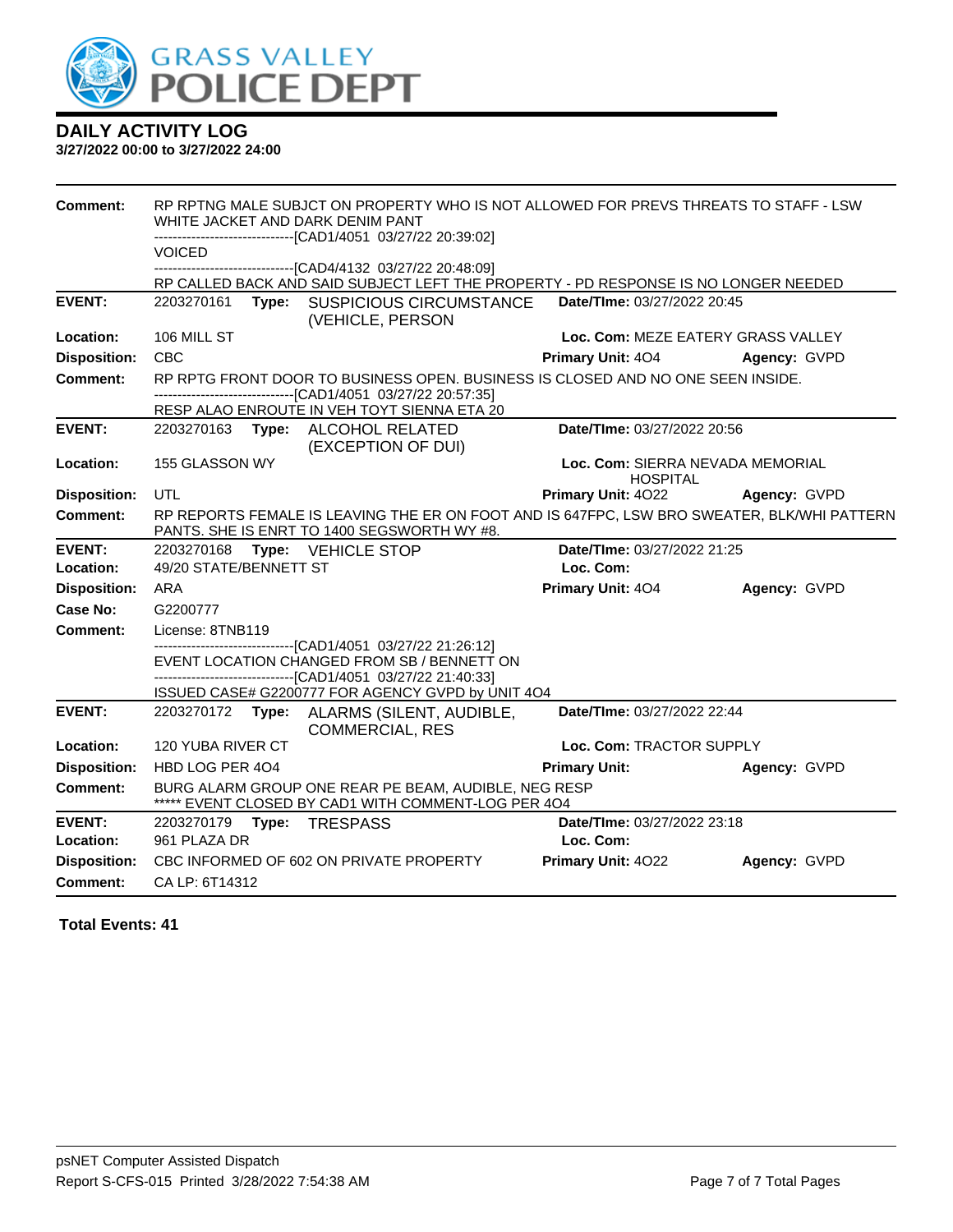## DAILY ACTIVITY LOG

**3/27/2022 00:00 to 3/27/2022 24:00**

**Comment:** RP RPTNG MALE SUBJCT ON PROPERTY WHO IS NOT ALLOWED FOR PREVS THREATS TO STAFF - LSW WHITE JACKET AND DARK DENIM PANT
------------------------------[CAD1/4051 03/27/22 20:39:02]
VOICED
------------------------------[CAD4/4132 03/27/22 20:48:09]
RP CALLED BACK AND SAID SUBJECT LEFT THE PROPERTY - PD RESPONSE IS NO LONGER NEEDED

---

**EVENT:** 2203270161 **Type:** SUSPICIOUS CIRCUMSTANCE (VEHICLE, PERSON **Date/TIme:** 03/27/2022 20:45
**Location:** 106 MILL ST **Loc. Com:** MEZE EATERY GRASS VALLEY
**Disposition:** CBC **Primary Unit:** 4O4 **Agency:** GVPD
**Comment:** RP RPTG FRONT DOOR TO BUSINESS OPEN. BUSINESS IS CLOSED AND NO ONE SEEN INSIDE.
------------------------------[CAD1/4051 03/27/22 20:57:35]
RESP ALAO ENROUTE IN VEH TOYT SIENNA ETA 20

---

**EVENT:** 2203270163 **Type:** ALCOHOL RELATED (EXCEPTION OF DUI) **Date/TIme:** 03/27/2022 20:56
**Location:** 155 GLASSON WY **Loc. Com:** SIERRA NEVADA MEMORIAL HOSPITAL
**Disposition:** UTL **Primary Unit:** 4O22 **Agency:** GVPD
**Comment:** RP REPORTS FEMALE IS LEAVING THE ER ON FOOT AND IS 647FPC, LSW BRO SWEATER, BLK/WHI PATTERN PANTS. SHE IS ENRT TO 1400 SEGSWORTH WY #8.

---

**EVENT:** 2203270168 **Type:** VEHICLE STOP **Date/TIme:** 03/27/2022 21:25
**Location:** 49/20 STATE/BENNETT ST **Loc. Com:**
**Disposition:** ARA **Primary Unit:** 4O4 **Agency:** GVPD
**Case No:** G2200777
**Comment:** License: 8TNB119
------------------------------[CAD1/4051 03/27/22 21:26:12]
EVENT LOCATION CHANGED FROM SB / BENNETT ON
------------------------------[CAD1/4051 03/27/22 21:40:33]
ISSUED CASE# G2200777 FOR AGENCY GVPD by UNIT 4O4

---

**EVENT:** 2203270172 **Type:** ALARMS (SILENT, AUDIBLE, COMMERCIAL, RES **Date/TIme:** 03/27/2022 22:44
**Location:** 120 YUBA RIVER CT **Loc. Com:** TRACTOR SUPPLY
**Disposition:** HBD LOG PER 4O4 **Primary Unit:** **Agency:** GVPD
**Comment:** BURG ALARM GROUP ONE REAR PE BEAM, AUDIBLE, NEG RESP
***** EVENT CLOSED BY CAD1 WITH COMMENT-LOG PER 4O4

---

**EVENT:** 2203270179 **Type:** TRESPASS **Date/TIme:** 03/27/2022 23:18
**Location:** 961 PLAZA DR **Loc. Com:**
**Disposition:** CBC INFORMED OF 602 ON PRIVATE PROPERTY **Primary Unit:** 4O22 **Agency:** GVPD
**Comment:** CA LP: 6T14312

---

**Total Events: 41**